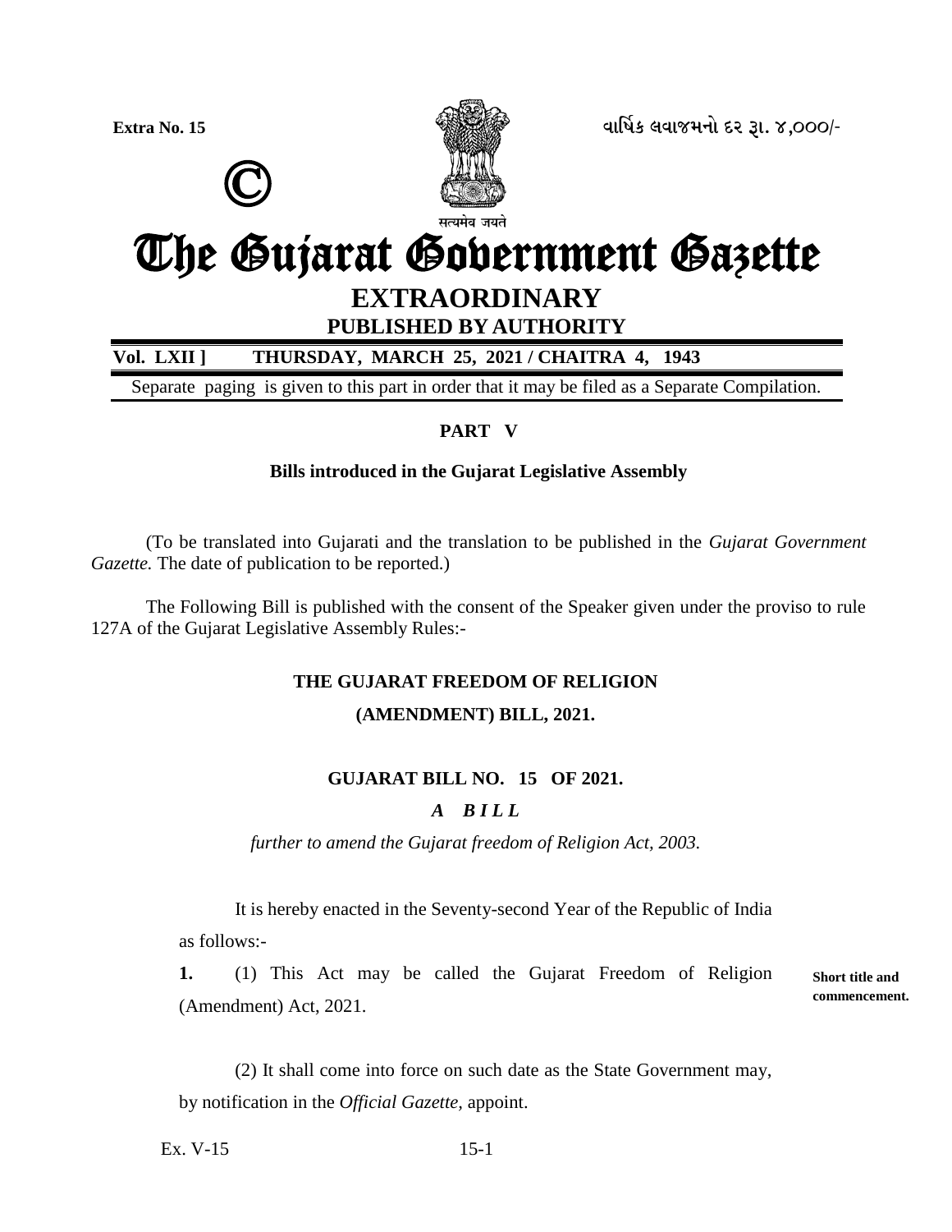Extra No. 15

©

સત્યમેવ જયતે

વાર્ષિક લવાજમનો દર રૂા. ૪,૦૦૦/-

# The Gujarat Government Gazette

## EXTRAORDINARY

**PUBLISHED BY AUTHORITY**

**Vol. LXII ] THURSDAY, MARCH 25, 2021 / CHAITRA 4, 1943**

Separate paging is given to this part in order that it may be filed as a Separate Compilation.

**PART V**

**Bills introduced in the Gujarat Legislative Assembly**

(To be translated into Gujarati and the translation to be published in the *Gujarat Government Gazette.* The date of publication to be reported.)

The Following Bill is published with the consent of the Speaker given under the proviso to rule 127A of the Gujarat Legislative Assembly Rules:-

**THE GUJARAT FREEDOM OF RELIGION**

**(AMENDMENT) BILL, 2021.**

**GUJARAT BILL NO. 15 OF 2021.**

***A BILL***

*further to amend the Gujarat freedom of Religion Act, 2003.*

It is hereby enacted in the Seventy-second Year of the Republic of India as follows:-

**Short title and commencement.**

**1.** (1) This Act may be called the Gujarat Freedom of Religion (Amendment) Act, 2021.

(2) It shall come into force on such date as the State Government may, by notification in the *Official Gazette,* appoint.

Ex. V-15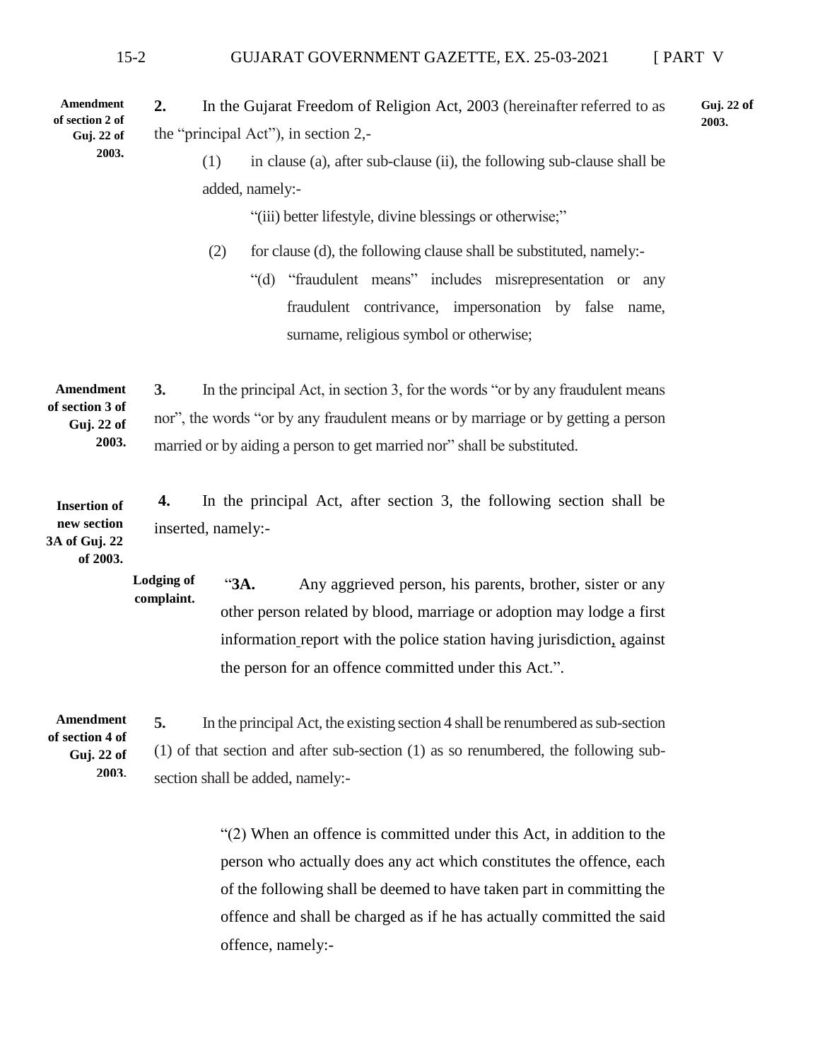**Amendment of section 2 of Guj. 22 of 2003.**

**2.** In the Gujarat Freedom of Religion Act, 2003 (hereinafter referred to as the "principal Act"), in section 2,- **Guj. 22 of 2003.**

(1) in clause (a), after sub-clause (ii), the following sub-clause shall be added, namely:-

"(iii) better lifestyle, divine blessings or otherwise;"

(2) for clause (d), the following clause shall be substituted, namely:-

"(d) "fraudulent means" includes misrepresentation or any fraudulent contrivance, impersonation by false name, surname, religious symbol or otherwise;

**Amendment of section 3 of Guj. 22 of 2003.**

**3.** In the principal Act, in section 3, for the words "or by any fraudulent means nor", the words "or by any fraudulent means or by marriage or by getting a person married or by aiding a person to get married nor" shall be substituted.

**Insertion of new section 3A of Guj. 22 of 2003.**

**4.** In the principal Act, after section 3, the following section shall be inserted, namely:-

**Lodging of complaint.**

"**3A.** Any aggrieved person, his parents, brother, sister or any other person related by blood, marriage or adoption may lodge a first information report with the police station having jurisdiction, against the person for an offence committed under this Act.".

**Amendment of section 4 of Guj. 22 of 2003.**

**5.** In the principal Act, the existing section 4 shall be renumbered as sub-section (1) of that section and after sub-section (1) as so renumbered, the following sub-section shall be added, namely:-

"(2) When an offence is committed under this Act, in addition to the person who actually does any act which constitutes the offence, each of the following shall be deemed to have taken part in committing the offence and shall be charged as if he has actually committed the said offence, namely:-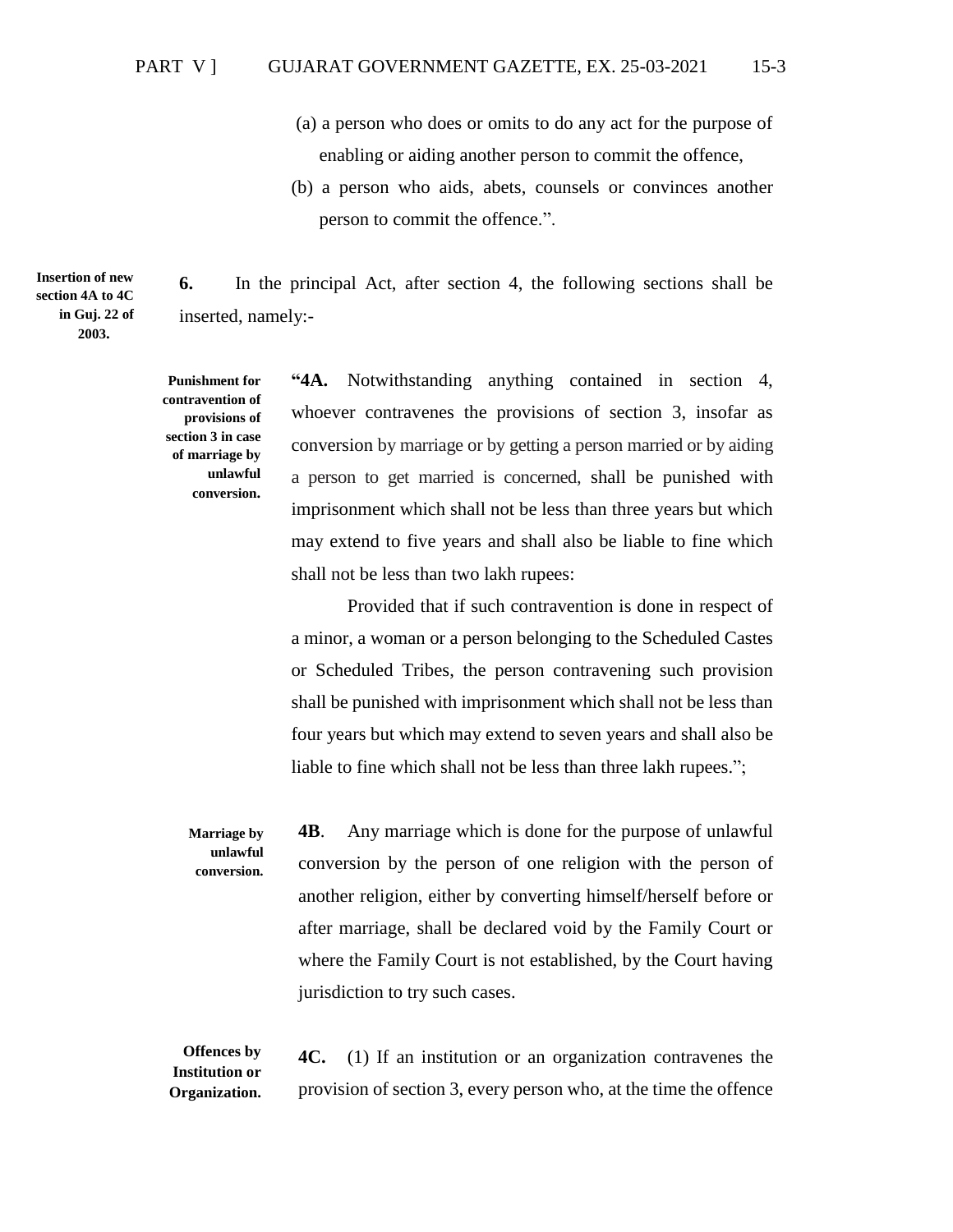(a) a person who does or omits to do any act for the purpose of enabling or aiding another person to commit the offence,

(b) a person who aids, abets, counsels or convinces another person to commit the offence.".

**Insertion of new section 4A to 4C in Guj. 22 of 2003.**

**6.** In the principal Act, after section 4, the following sections shall be inserted, namely:-

**Punishment for contravention of provisions of section 3 in case of marriage by unlawful conversion.**

**"4A.** Notwithstanding anything contained in section 4, whoever contravenes the provisions of section 3, insofar as conversion by marriage or by getting a person married or by aiding a person to get married is concerned, shall be punished with imprisonment which shall not be less than three years but which may extend to five years and shall also be liable to fine which shall not be less than two lakh rupees:

Provided that if such contravention is done in respect of a minor, a woman or a person belonging to the Scheduled Castes or Scheduled Tribes, the person contravening such provision shall be punished with imprisonment which shall not be less than four years but which may extend to seven years and shall also be liable to fine which shall not be less than three lakh rupees.";

**Marriage by unlawful conversion.**

**4B**. Any marriage which is done for the purpose of unlawful conversion by the person of one religion with the person of another religion, either by converting himself/herself before or after marriage, shall be declared void by the Family Court or where the Family Court is not established, by the Court having jurisdiction to try such cases.

**Offences by Institution or Organization.**

**4C.** (1) If an institution or an organization contravenes the provision of section 3, every person who, at the time the offence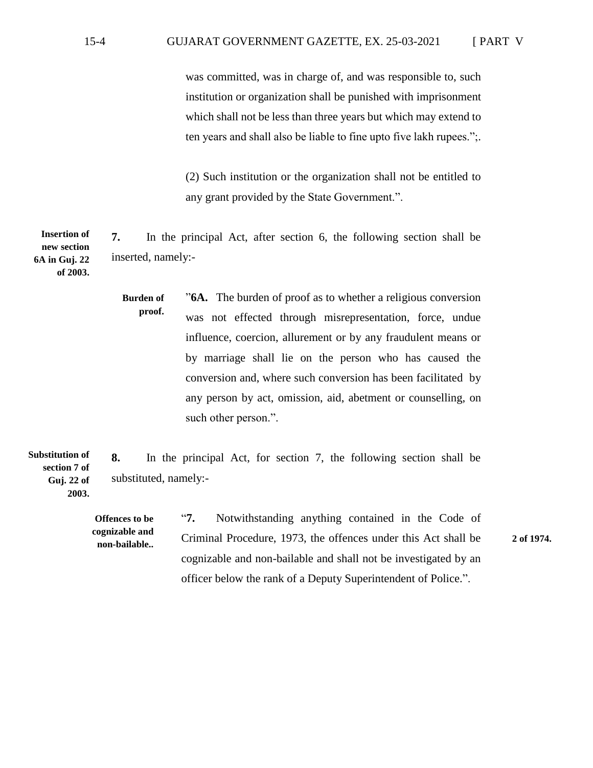was committed, was in charge of, and was responsible to, such institution or organization shall be punished with imprisonment which shall not be less than three years but which may extend to ten years and shall also be liable to fine upto five lakh rupees.";.

(2) Such institution or the organization shall not be entitled to any grant provided by the State Government.".

**Insertion of new section 6A in Guj. 22 of 2003.**

**7.** In the principal Act, after section 6, the following section shall be inserted, namely:-

**Burden of proof.**

"**6A.** The burden of proof as to whether a religious conversion was not effected through misrepresentation, force, undue influence, coercion, allurement or by any fraudulent means or by marriage shall lie on the person who has caused the conversion and, where such conversion has been facilitated by any person by act, omission, aid, abetment or counselling, on such other person.".

**Substitution of section 7 of Guj. 22 of 2003.**

**8.** In the principal Act, for section 7, the following section shall be substituted, namely:-

**Offences to be cognizable and non-bailable..**

"**7.** Notwithstanding anything contained in the Code of Criminal Procedure, 1973, the offences under this Act shall be cognizable and non-bailable and shall not be investigated by an officer below the rank of a Deputy Superintendent of Police.".

**2 of 1974.**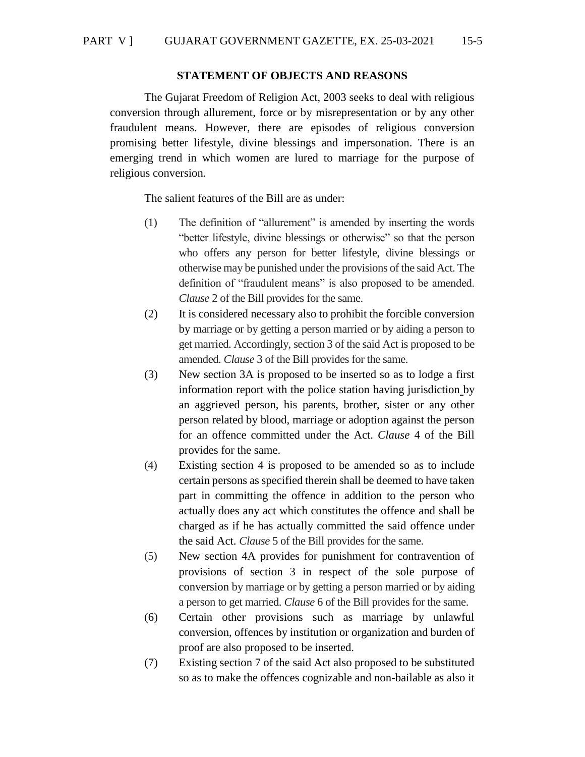## STATEMENT OF OBJECTS AND REASONS

The Gujarat Freedom of Religion Act, 2003 seeks to deal with religious conversion through allurement, force or by misrepresentation or by any other fraudulent means. However, there are episodes of religious conversion promising better lifestyle, divine blessings and impersonation. There is an emerging trend in which women are lured to marriage for the purpose of religious conversion.

The salient features of the Bill are as under:

(1) The definition of "allurement" is amended by inserting the words "better lifestyle, divine blessings or otherwise" so that the person who offers any person for better lifestyle, divine blessings or otherwise may be punished under the provisions of the said Act. The definition of "fraudulent means" is also proposed to be amended. *Clause* 2 of the Bill provides for the same.

(2) It is considered necessary also to prohibit the forcible conversion by marriage or by getting a person married or by aiding a person to get married. Accordingly, section 3 of the said Act is proposed to be amended. *Clause* 3 of the Bill provides for the same.

(3) New section 3A is proposed to be inserted so as to lodge a first information report with the police station having jurisdiction by an aggrieved person, his parents, brother, sister or any other person related by blood, marriage or adoption against the person for an offence committed under the Act. *Clause* 4 of the Bill provides for the same.

(4) Existing section 4 is proposed to be amended so as to include certain persons as specified therein shall be deemed to have taken part in committing the offence in addition to the person who actually does any act which constitutes the offence and shall be charged as if he has actually committed the said offence under the said Act. *Clause* 5 of the Bill provides for the same.

(5) New section 4A provides for punishment for contravention of provisions of section 3 in respect of the sole purpose of conversion by marriage or by getting a person married or by aiding a person to get married. *Clause* 6 of the Bill provides for the same.

(6) Certain other provisions such as marriage by unlawful conversion, offences by institution or organization and burden of proof are also proposed to be inserted.

(7) Existing section 7 of the said Act also proposed to be substituted so as to make the offences cognizable and non-bailable as also it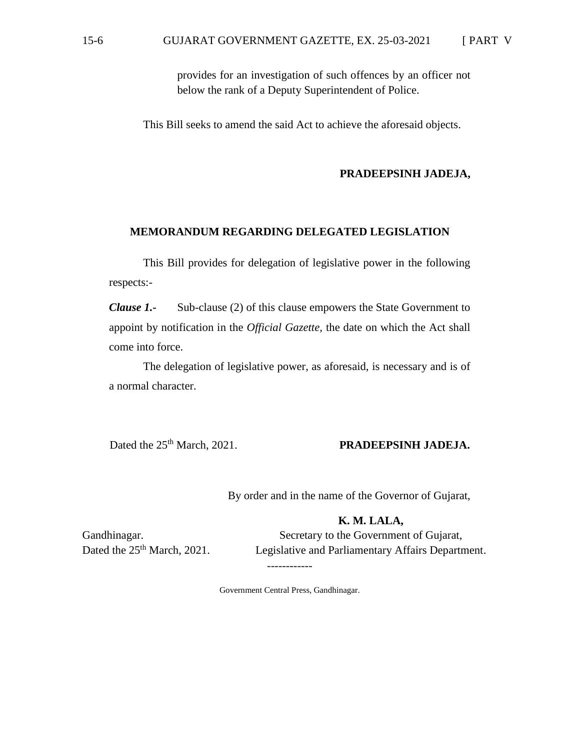provides for an investigation of such offences by an officer not below the rank of a Deputy Superintendent of Police.

This Bill seeks to amend the said Act to achieve the aforesaid objects.

**PRADEEPSINH JADEJA,**

## MEMORANDUM REGARDING DELEGATED LEGISLATION

This Bill provides for delegation of legislative power in the following respects:-

***Clause 1.-*** Sub-clause (2) of this clause empowers the State Government to appoint by notification in the *Official Gazette,* the date on which the Act shall come into force.

The delegation of legislative power, as aforesaid, is necessary and is of a normal character.

Dated the 25th March, 2021. **PRADEEPSINH JADEJA.**

By order and in the name of the Governor of Gujarat,

**K. M. LALA,**

Secretary to the Government of Gujarat,
Legislative and Parliamentary Affairs Department.

Gandhinagar.
Dated the 25th March, 2021.

------------

Government Central Press, Gandhinagar.